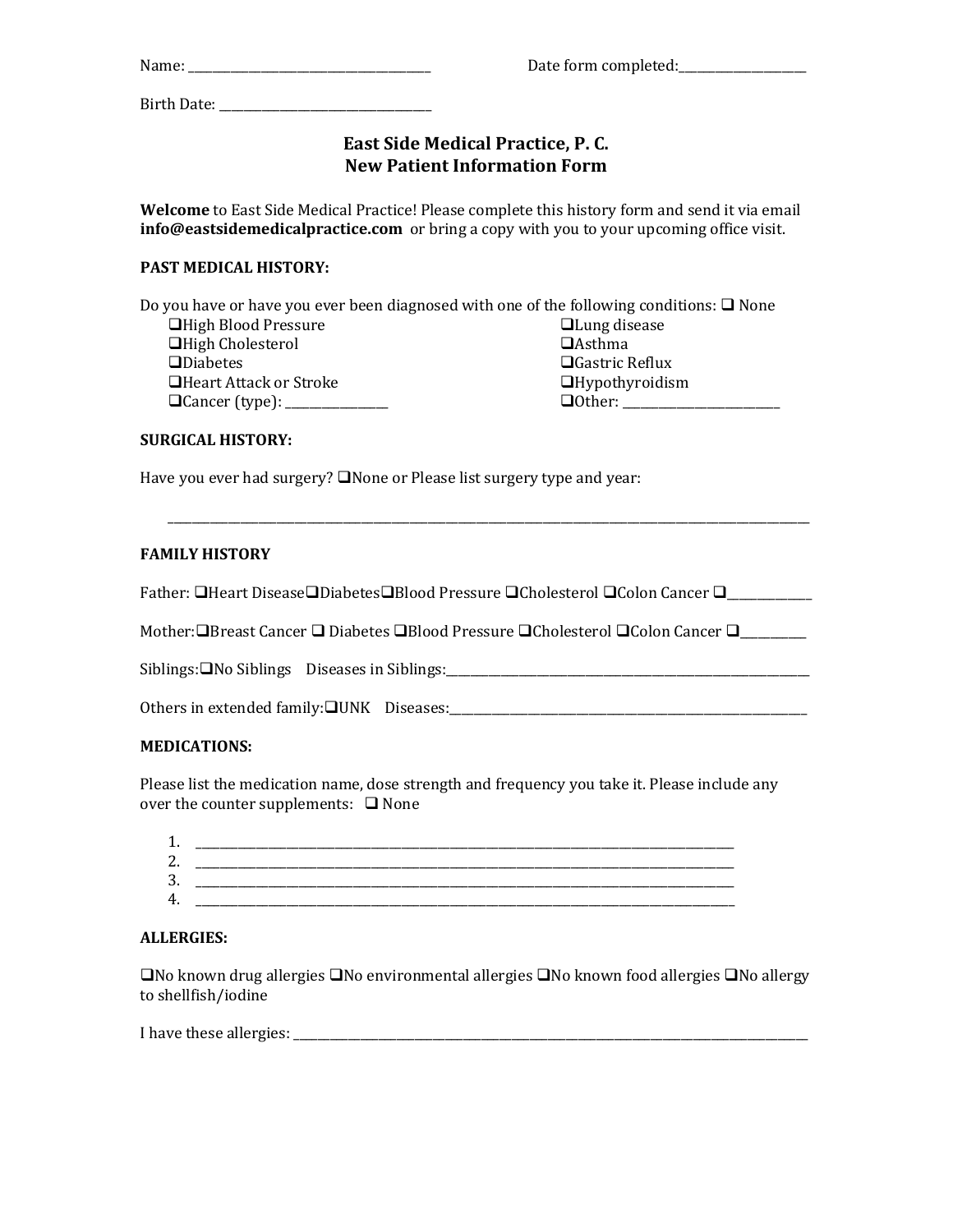Name: ______________________________________ Date form completed:____________________

Birth Date: _________________________________

## East Side Medical Practice, P. C.
## New Patient Information Form

**Welcome** to East Side Medical Practice! Please complete this history form and send it via email **info@eastsidemedicalpractice.com** or bring a copy with you to your upcoming office visit.

### PAST MEDICAL HISTORY:

Do you have or have you ever been diagnosed with one of the following conditions: ❑ None

- ❑High Blood Pressure
- ❑High Cholesterol
- ❑Diabetes
- ❑Heart Attack or Stroke
- ❑Cancer (type): ________________
- ❑Lung disease
- ❑Asthma
- ❑Gastric Reflux
- ❑Hypothyroidism
- ❑Other: _________________________

### SURGICAL HISTORY:

Have you ever had surgery? ❑None or Please list surgery type and year:

____________________________________________________________________________________________________

### FAMILY HISTORY

Father: ❑Heart Disease❑Diabetes❑Blood Pressure ❑Cholesterol ❑Colon Cancer ❑_____________

Mother:❑Breast Cancer ❑ Diabetes ❑Blood Pressure ❑Cholesterol ❑Colon Cancer ❑__________

Siblings:❑No Siblings Diseases in Siblings:___________________________________________________________

Others in extended family:❑UNK Diseases:_______________________________________________________

### MEDICATIONS:

Please list the medication name, dose strength and frequency you take it. Please include any over the counter supplements: ❑ None

1. ________________________________________________________________________________________
2. ________________________________________________________________________________________
3. ________________________________________________________________________________________
4. ________________________________________________________________________________________

### ALLERGIES:

❑No known drug allergies ❑No environmental allergies ❑No known food allergies ❑No allergy to shellfish/iodine

I have these allergies: ___________________________________________________________________________________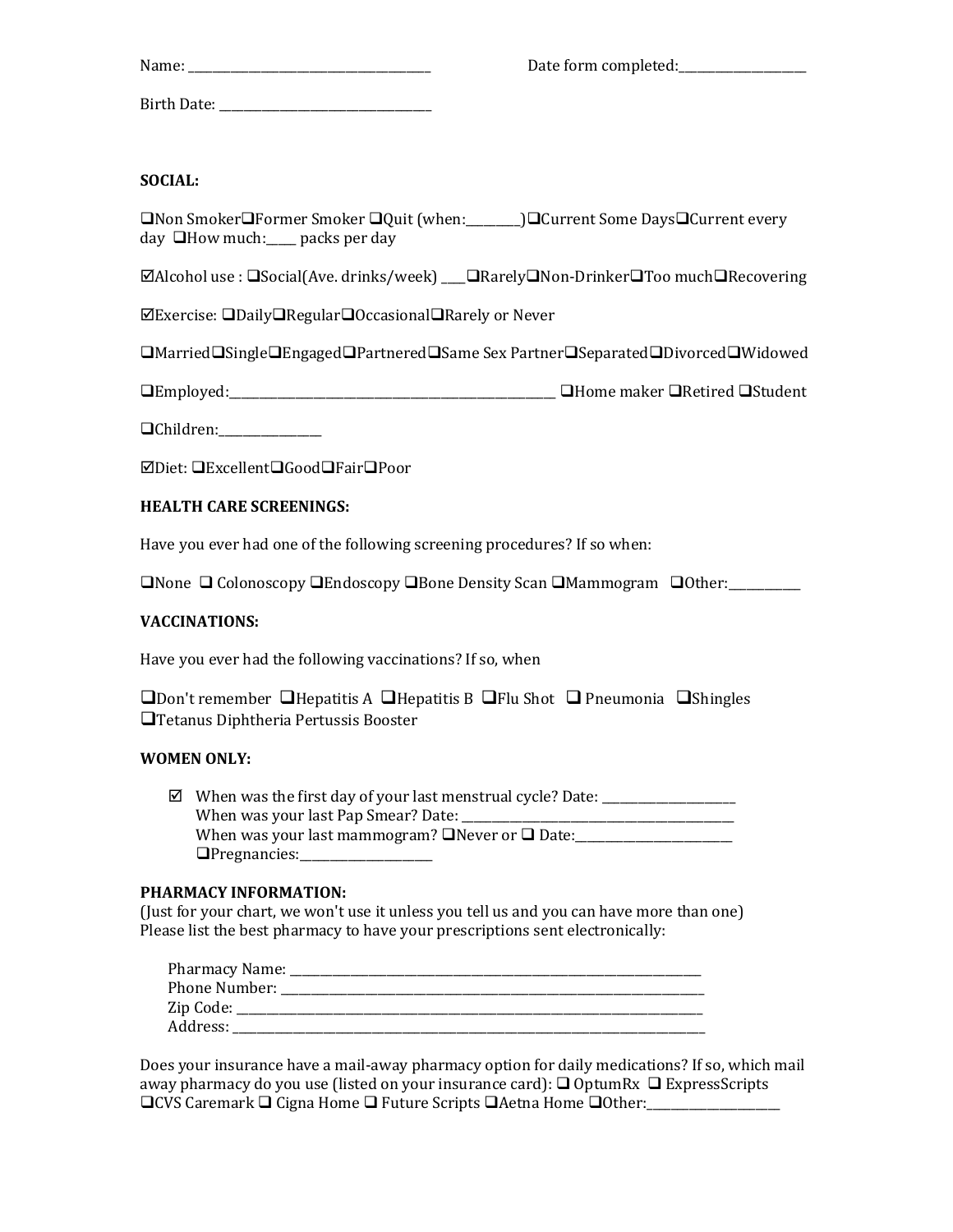Name: ______________________________________ Date form completed:____________________

Birth Date: _________________________________

**SOCIAL:**

❑Non Smoker❑Former Smoker ❑Quit (when:_________)❑Current Some Days❑Current every day ❑How much:_____ packs per day

☑Alcohol use : ❑Social(Ave. drinks/week) ____❑Rarely❑Non-Drinker❑Too much❑Recovering

☑Exercise: ❑Daily❑Regular❑Occasional❑Rarely or Never

❑Married❑Single❑Engaged❑Partnered❑Same Sex Partner❑Separated❑Divorced❑Widowed

❑Employed:_____________________________________________________ ❑Home maker ❑Retired ❑Student

❑Children:________________

☑Diet: ❑Excellent❑Good❑Fair❑Poor

**HEALTH CARE SCREENINGS:**

Have you ever had one of the following screening procedures? If so when:

❑None ❑ Colonoscopy ❑Endoscopy ❑Bone Density Scan ❑Mammogram ❑Other:____________

**VACCINATIONS:**

Have you ever had the following vaccinations? If so, when

❑Don't remember ❑Hepatitis A ❑Hepatitis B ❑Flu Shot ❑ Pneumonia ❑Shingles ❑Tetanus Diphtheria Pertussis Booster

**WOMEN ONLY:**

☑ When was the first day of your last menstrual cycle? Date: _____________________
When was your last Pap Smear? Date: ___________________________________________
When was your last mammogram? ❑Never or ❑ Date:________________________
❑Pregnancies:_____________________

**PHARMACY INFORMATION:**
(Just for your chart, we won't use it unless you tell us and you can have more than one)
Please list the best pharmacy to have your prescriptions sent electronically:

Pharmacy Name: ___________________________________________________________________
Phone Number: ____________________________________________________________________
Zip Code: _________________________________________________________________________
Address: __________________________________________________________________________

Does your insurance have a mail-away pharmacy option for daily medications? If so, which mail away pharmacy do you use (listed on your insurance card): ❑ OptumRx ❑ ExpressScripts ❑CVS Caremark ❑ Cigna Home ❑ Future Scripts ❑Aetna Home ❑Other:_____________________